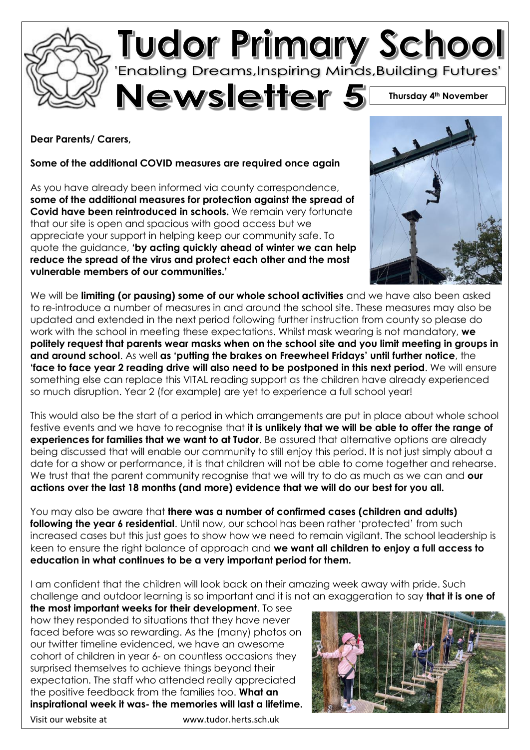# Tudor Primary School

'Enabling Dreams,Inspiring Minds,Building Futures'

# Newsletter 5

**Thursday 4th November**

**Dear Parents/ Carers,**

**Some of the additional COVID measures are required once again**

As you have already been informed via county correspondence, **some of the additional measures for protection against the spread of Covid have been reintroduced in schools.** We remain very fortunate that our site is open and spacious with good access but we appreciate your support in helping keep our community safe. To quote the guidance, **'by acting quickly ahead of winter we can help reduce the spread of the virus and protect each other and the most vulnerable members of our communities.'**

We will be **limiting (or pausing) some of our whole school activities** and we have also been asked to re-introduce a number of measures in and around the school site. These measures may also be updated and extended in the next period following further instruction from county so please do work with the school in meeting these expectations. Whilst mask wearing is not mandatory, **we politely request that parents wear masks when on the school site and you limit meeting in groups in and around school**. As well **as 'putting the brakes on Freewheel Fridays' until further notice**, the **'face to face year 2 reading drive will also need to be postponed in this next period**. We will ensure something else can replace this VITAL reading support as the children have already experienced so much disruption. Year 2 (for example) are yet to experience a full school year!

This would also be the start of a period in which arrangements are put in place about whole school festive events and we have to recognise that **it is unlikely that we will be able to offer the range of experiences for families that we want to at Tudor**. Be assured that alternative options are already being discussed that will enable our community to still enjoy this period. It is not just simply about a date for a show or performance, it is that children will not be able to come together and rehearse. We trust that the parent community recognise that we will try to do as much as we can and **our actions over the last 18 months (and more) evidence that we will do our best for you all.**

You may also be aware that **there was a number of confirmed cases (children and adults) following the year 6 residential**. Until now, our school has been rather 'protected' from such increased cases but this just goes to show how we need to remain vigilant. The school leadership is keen to ensure the right balance of approach and **we want all children to enjoy a full access to education in what continues to be a very important period for them.**

I am confident that the children will look back on their amazing week away with pride. Such challenge and outdoor learning is so important and it is not an exaggeration to say **that it is one of the most important weeks for their development**. To see how they responded to situations that they have never faced before was so rewarding. As the (many) photos on our twitter timeline evidenced, we have an awesome cohort of children in year 6- on countless occasions they surprised themselves to achieve things beyond their expectation. The staff who attended really appreciated the positive feedback from the families too. **What an inspirational week it was- the memories will last a lifetime.**

Visit our website at www.tudor.herts.sch.uk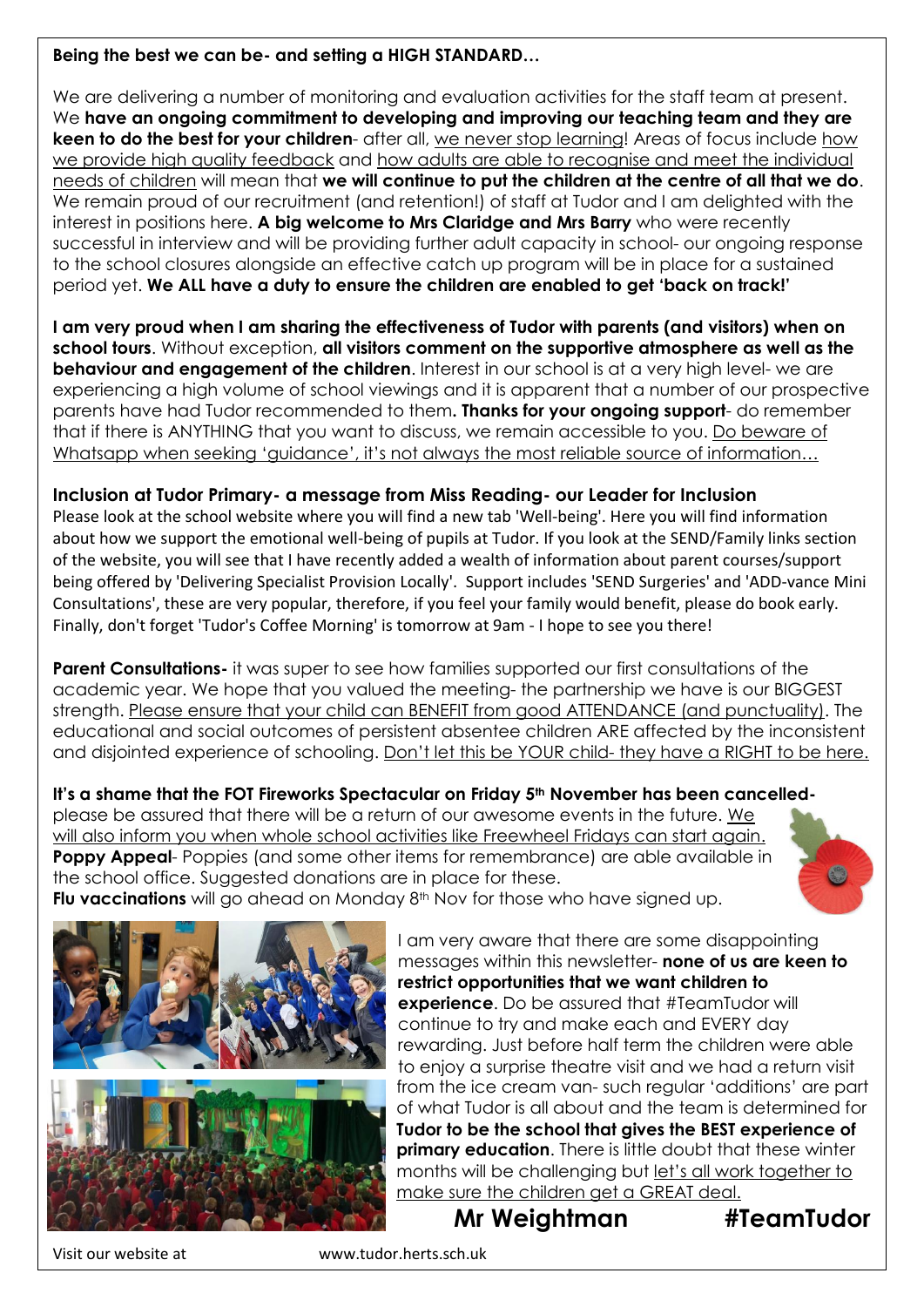**Being the best we can be- and setting a HIGH STANDARD…**

We are delivering a number of monitoring and evaluation activities for the staff team at present. We **have an ongoing commitment to developing and improving our teaching team and they are keen to do the best for your children**- after all, we never stop learning! Areas of focus include how we provide high quality feedback and how adults are able to recognise and meet the individual needs of children will mean that **we will continue to put the children at the centre of all that we do**. We remain proud of our recruitment (and retention!) of staff at Tudor and I am delighted with the interest in positions here. **A big welcome to Mrs Claridge and Mrs Barry** who were recently successful in interview and will be providing further adult capacity in school- our ongoing response to the school closures alongside an effective catch up program will be in place for a sustained period yet. **We ALL have a duty to ensure the children are enabled to get 'back on track!'**

**I am very proud when I am sharing the effectiveness of Tudor with parents (and visitors) when on school tours**. Without exception, **all visitors comment on the supportive atmosphere as well as the behaviour and engagement of the children**. Interest in our school is at a very high level- we are experiencing a high volume of school viewings and it is apparent that a number of our prospective parents have had Tudor recommended to them**. Thanks for your ongoing support**- do remember that if there is ANYTHING that you want to discuss, we remain accessible to you. Do beware of Whatsapp when seeking 'guidance', it's not always the most reliable source of information…

**Inclusion at Tudor Primary- a message from Miss Reading- our Leader for Inclusion**

Please look at the school website where you will find a new tab 'Well-being'. Here you will find information about how we support the emotional well-being of pupils at Tudor. If you look at the SEND/Family links section of the website, you will see that I have recently added a wealth of information about parent courses/support being offered by 'Delivering Specialist Provision Locally'. Support includes 'SEND Surgeries' and 'ADD-vance Mini Consultations', these are very popular, therefore, if you feel your family would benefit, please do book early. Finally, don't forget 'Tudor's Coffee Morning' is tomorrow at 9am - I hope to see you there!

**Parent Consultations-** it was super to see how families supported our first consultations of the academic year. We hope that you valued the meeting- the partnership we have is our BIGGEST strength. Please ensure that your child can BENEFIT from good ATTENDANCE (and punctuality). The educational and social outcomes of persistent absentee children ARE affected by the inconsistent and disjointed experience of schooling. Don't let this be YOUR child- they have a RIGHT to be here.

**It's a shame that the FOT Fireworks Spectacular on Friday 5th November has been cancelled-** please be assured that there will be a return of our awesome events in the future. We will also inform you when whole school activities like Freewheel Fridays can start again.

**Poppy Appeal**- Poppies (and some other items for remembrance) are able available in the school office. Suggested donations are in place for these.

**Flu vaccinations** will go ahead on Monday 8th Nov for those who have signed up.

I am very aware that there are some disappointing messages within this newsletter- **none of us are keen to restrict opportunities that we want children to experience**. Do be assured that #TeamTudor will continue to try and make each and EVERY day rewarding. Just before half term the children were able to enjoy a surprise theatre visit and we had a return visit from the ice cream van- such regular 'additions' are part of what Tudor is all about and the team is determined for **Tudor to be the school that gives the BEST experience of primary education**. There is little doubt that these winter months will be challenging but let's all work together to make sure the children get a GREAT deal.

**Mr Weightman** **#TeamTudor**

Visit our website at www.tudor.herts.sch.uk